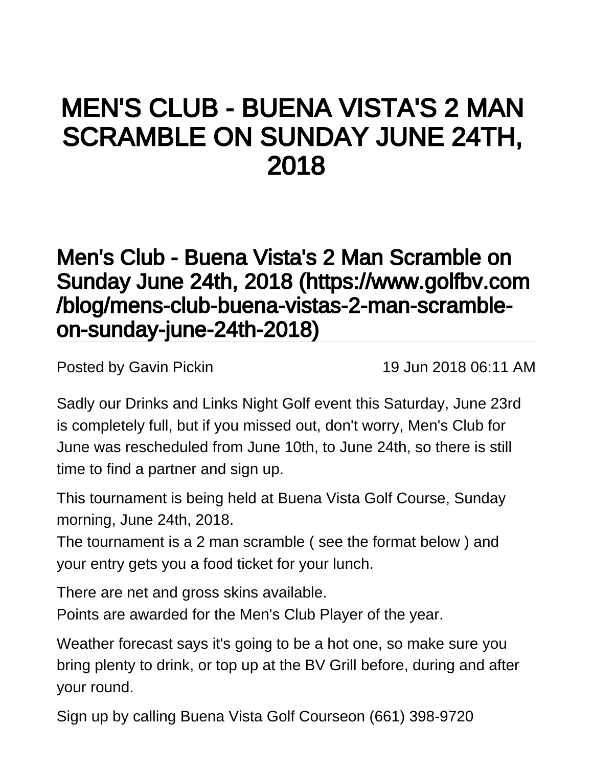# MEN'S CLUB - BUENA VISTA'S 2 MAN SCRAMBLE ON SUNDAY JUNE 24TH, 2018

## Men's Club - Buena Vista's 2 Man Scramble on Sunday June 24th, 2018 (https://www.golfbv.com/blog/mens-club-buena-vistas-2-man-scramble-on-sunday-june-24th-2018)

Posted by Gavin Pickin 19 Jun 2018 06:11 AM

Sadly our Drinks and Links Night Golf event this Saturday, June 23rd is completely full, but if you missed out, don't worry, Men's Club for June was rescheduled from June 10th, to June 24th, so there is still time to find a partner and sign up.

This tournament is being held at Buena Vista Golf Course, Sunday morning, June 24th, 2018.
The tournament is a 2 man scramble ( see the format below ) and your entry gets you a food ticket for your lunch.

There are net and gross skins available.
Points are awarded for the Men's Club Player of the year.

Weather forecast says it's going to be a hot one, so make sure you bring plenty to drink, or top up at the BV Grill before, during and after your round.

Sign up by calling Buena Vista Golf Courseon (661) 398-9720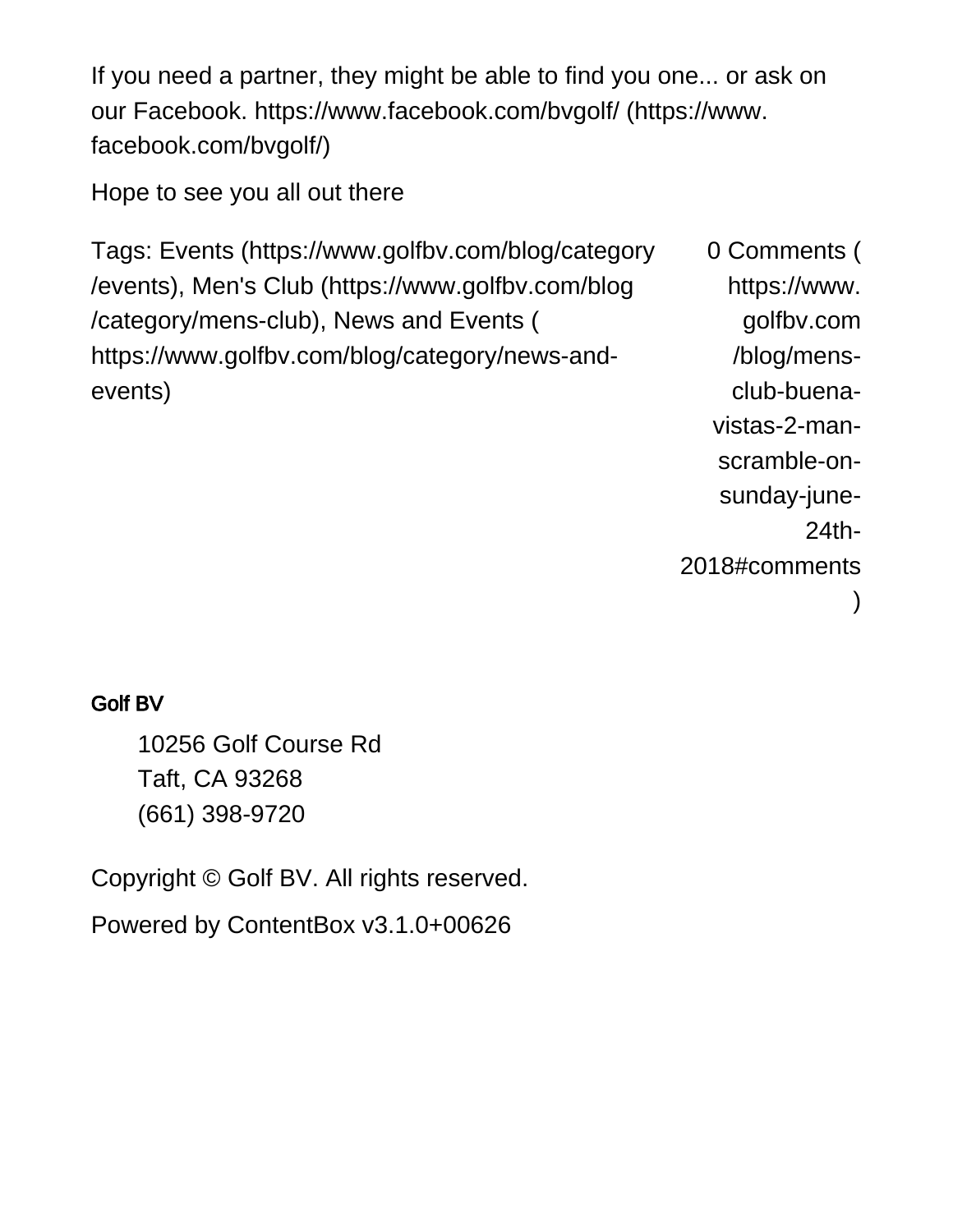If you need a partner, they might be able to find you one... or ask on our Facebook. https://www.facebook.com/bvgolf/ (https://www.facebook.com/bvgolf/)

Hope to see you all out there

Tags: Events (https://www.golfbv.com/blog/category/events), Men's Club (https://www.golfbv.com/blog/category/mens-club), News and Events (https://www.golfbv.com/blog/category/news-and-events)

0 Comments (https://www.golfbv.com/blog/mens-club-buena-vistas-2-man-scramble-on-sunday-june-24th-2018#comments)

**Golf BV**

10256 Golf Course Rd
Taft, CA 93268
(661) 398-9720

Copyright © Golf BV. All rights reserved.

Powered by ContentBox v3.1.0+00626